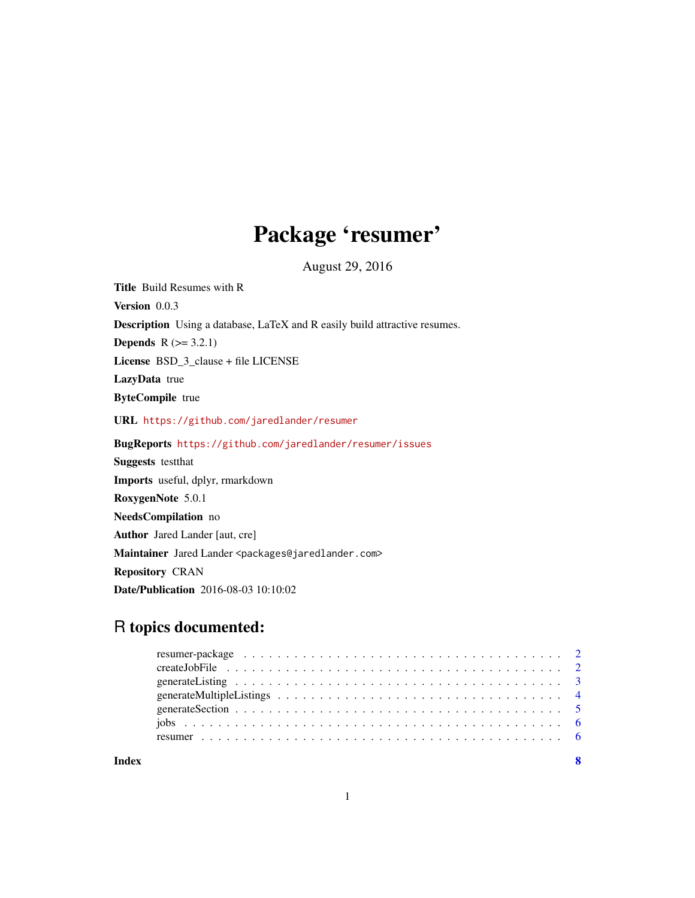# Package 'resumer'

August 29, 2016

**Title** Build Resumes with R

**Version** 0.0.3

**Description** Using a database, LaTeX and R easily build attractive resumes.

**Depends** R (>= 3.2.1)

**License** BSD_3_clause + file LICENSE

**LazyData** true

**ByteCompile** true

**URL** https://github.com/jaredlander/resumer

**BugReports** https://github.com/jaredlander/resumer/issues

**Suggests** testthat

**Imports** useful, dplyr, rmarkdown

**RoxygenNote** 5.0.1

**NeedsCompilation** no

**Author** Jared Lander [aut, cre]

**Maintainer** Jared Lander <packages@jaredlander.com>

**Repository** CRAN

**Date/Publication** 2016-08-03 10:10:02

## R topics documented:

- resumer-package . . . . . . . . . . 2
- createJobFile . . . . . . . . . . 2
- generateListing . . . . . . . . . . 3
- generateMultipleListings . . . . . . . . . . 4
- generateSection . . . . . . . . . . 5
- jobs . . . . . . . . . . 6
- resumer . . . . . . . . . . 6

**Index** **8**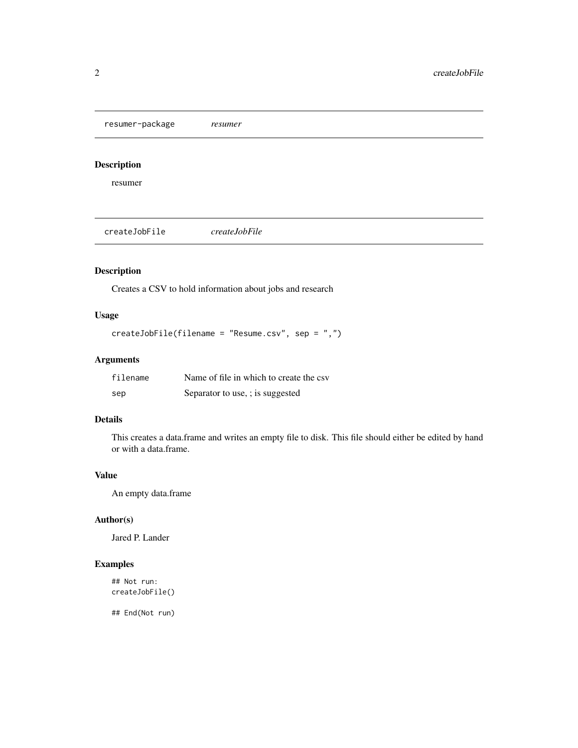## resumer-package *resumer*

### Description

resumer

## createJobFile *createJobFile*

### Description

Creates a CSV to hold information about jobs and research

### Usage

```
createJobFile(filename = "Resume.csv", sep = ",")
```

### Arguments

| | |
|---|---|
| filename | Name of file in which to create the csv |
| sep | Separator to use, ; is suggested |

### Details

This creates a data.frame and writes an empty file to disk. This file should either be edited by hand or with a data.frame.

### Value

An empty data.frame

### Author(s)

Jared P. Lander

### Examples

```
## Not run:
createJobFile()

## End(Not run)
```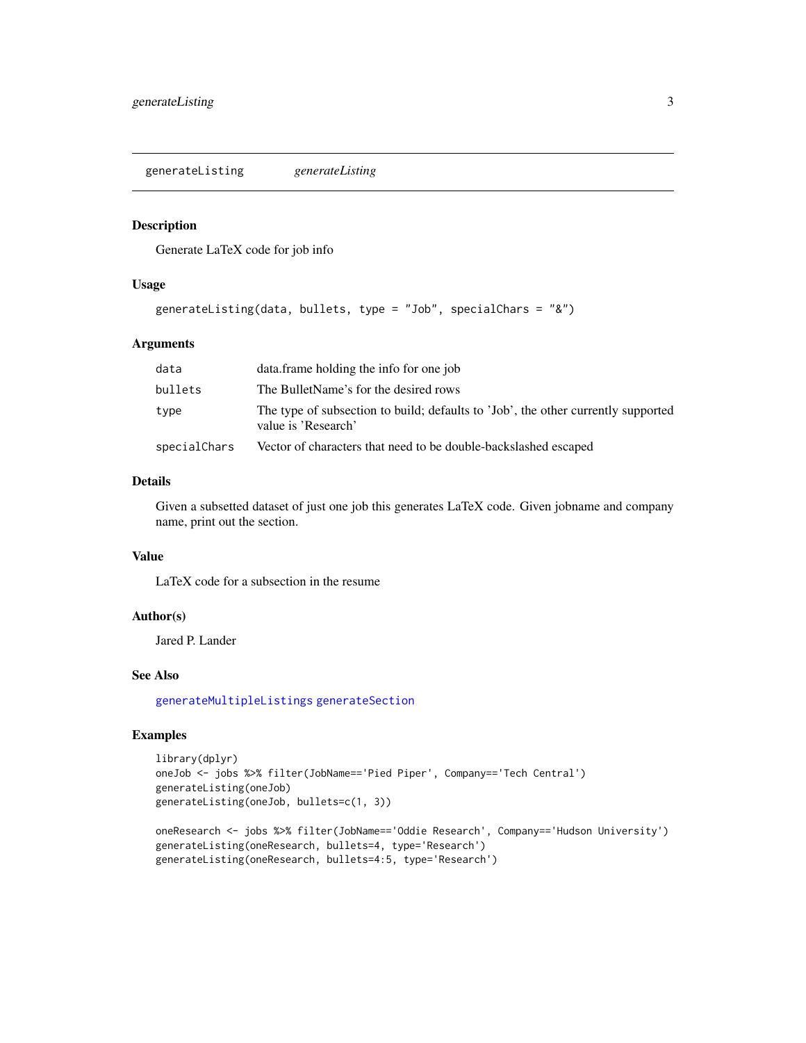## generateListing *generateListing*

### Description

Generate LaTeX code for job info

### Usage

```
generateListing(data, bullets, type = "Job", specialChars = "&")
```

### Arguments

| | |
|---|---|
| data | data.frame holding the info for one job |
| bullets | The BulletName's for the desired rows |
| type | The type of subsection to build; defaults to 'Job', the other currently supported value is 'Research' |
| specialChars | Vector of characters that need to be double-backslashed escaped |

### Details

Given a subsetted dataset of just one job this generates LaTeX code. Given jobname and company name, print out the section.

### Value

LaTeX code for a subsection in the resume

### Author(s)

Jared P. Lander

### See Also

generateMultipleListings generateSection

### Examples

```
library(dplyr)
oneJob <- jobs %>% filter(JobName=='Pied Piper', Company=='Tech Central')
generateListing(oneJob)
generateListing(oneJob, bullets=c(1, 3))

oneResearch <- jobs %>% filter(JobName=='Oddie Research', Company=='Hudson University')
generateListing(oneResearch, bullets=4, type='Research')
generateListing(oneResearch, bullets=4:5, type='Research')
```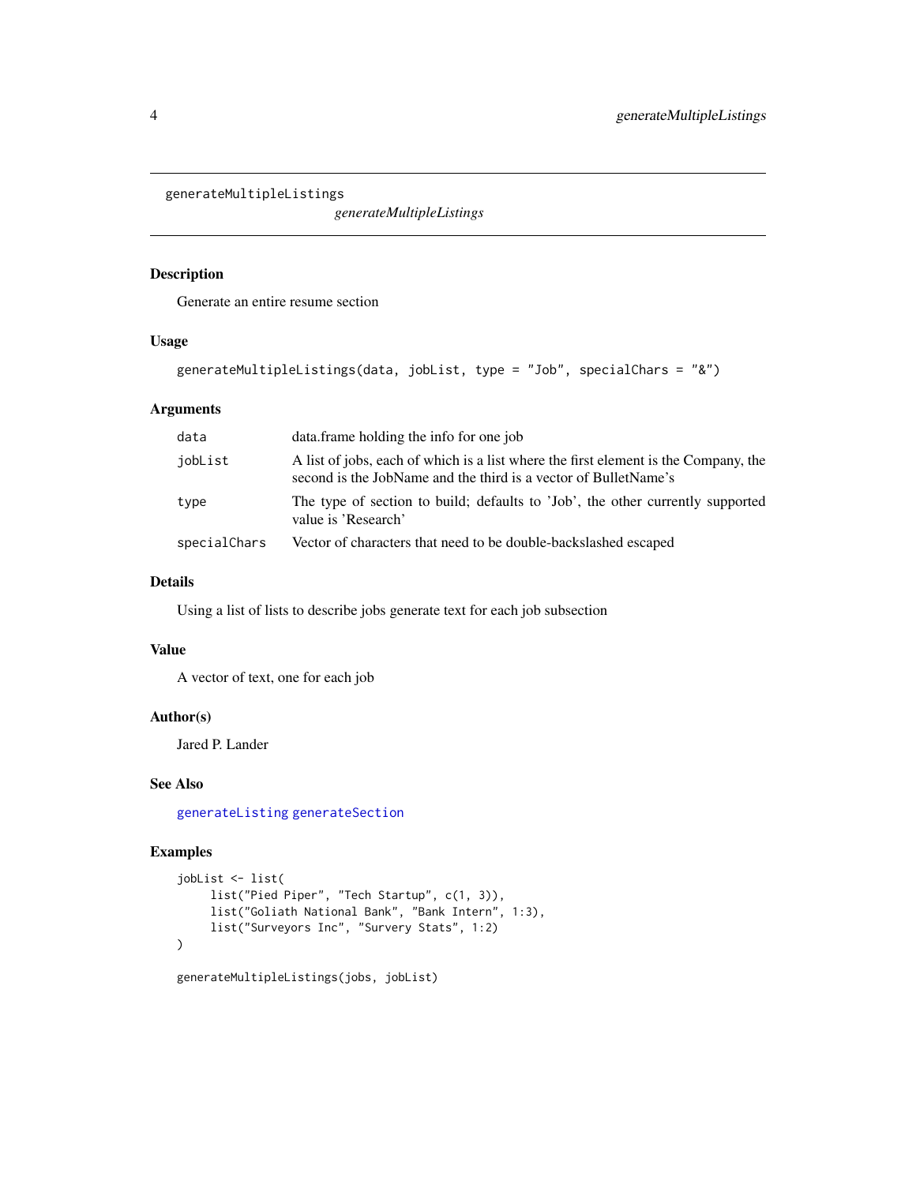`generateMultipleListings` *generateMultipleListings*

## Description

Generate an entire resume section

## Usage

```
generateMultipleListings(data, jobList, type = "Job", specialChars = "&")
```

## Arguments

| | |
|---|---|
| `data` | data.frame holding the info for one job |
| `jobList` | A list of jobs, each of which is a list where the first element is the Company, the second is the JobName and the third is a vector of BulletName's |
| `type` | The type of section to build; defaults to 'Job', the other currently supported value is 'Research' |
| `specialChars` | Vector of characters that need to be double-backslashed escaped |

## Details

Using a list of lists to describe jobs generate text for each job subsection

## Value

A vector of text, one for each job

## Author(s)

Jared P. Lander

## See Also

`generateListing` `generateSection`

## Examples

```
jobList <- list(
     list("Pied Piper", "Tech Startup", c(1, 3)),
     list("Goliath National Bank", "Bank Intern", 1:3),
     list("Surveyors Inc", "Survery Stats", 1:2)
)

generateMultipleListings(jobs, jobList)
```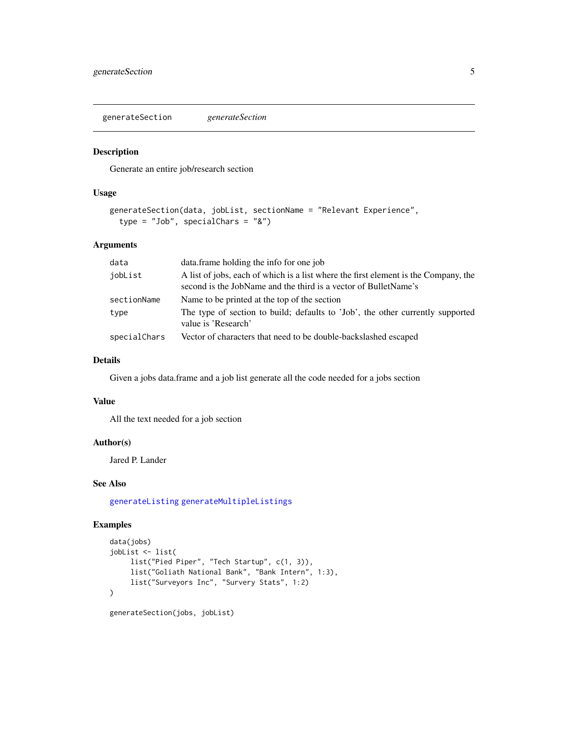## generateSection — *generateSection*

### Description

Generate an entire job/research section

### Usage

```
generateSection(data, jobList, sectionName = "Relevant Experience",
  type = "Job", specialChars = "&")
```

### Arguments

| Argument | Description |
| --- | --- |
| `data` | data.frame holding the info for one job |
| `jobList` | A list of jobs, each of which is a list where the first element is the Company, the second is the JobName and the third is a vector of BulletName's |
| `sectionName` | Name to be printed at the top of the section |
| `type` | The type of section to build; defaults to 'Job', the other currently supported value is 'Research' |
| `specialChars` | Vector of characters that need to be double-backslashed escaped |

### Details

Given a jobs data.frame and a job list generate all the code needed for a jobs section

### Value

All the text needed for a job section

### Author(s)

Jared P. Lander

### See Also

`generateListing` `generateMultipleListings`

### Examples

```
data(jobs)
jobList <- list(
     list("Pied Piper", "Tech Startup", c(1, 3)),
     list("Goliath National Bank", "Bank Intern", 1:3),
     list("Surveyors Inc", "Survery Stats", 1:2)
)

generateSection(jobs, jobList)
```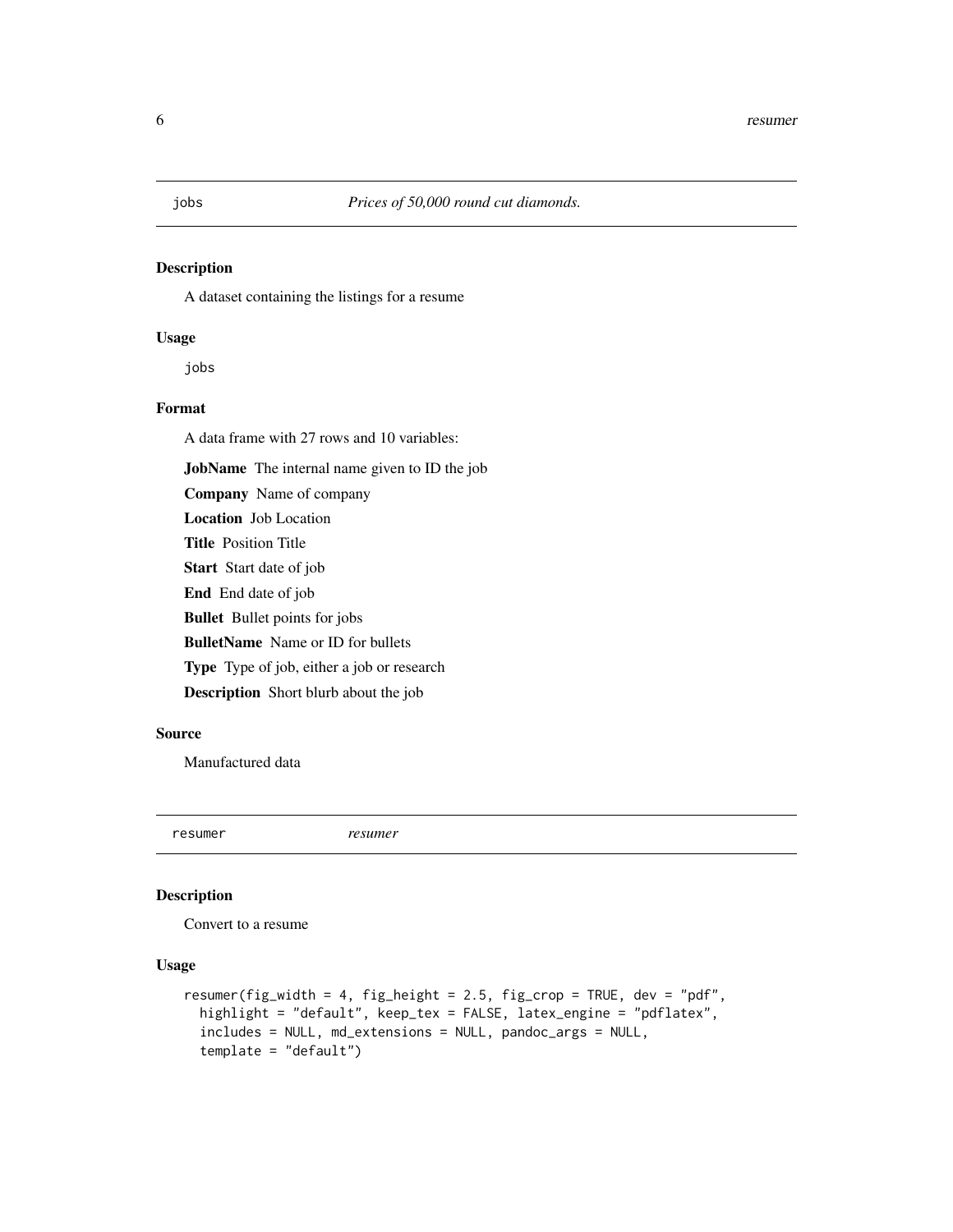## jobs — *Prices of 50,000 round cut diamonds.*

### Description

A dataset containing the listings for a resume

### Usage

```
jobs
```

### Format

A data frame with 27 rows and 10 variables:

**JobName** The internal name given to ID the job

**Company** Name of company

**Location** Job Location

**Title** Position Title

**Start** Start date of job

**End** End date of job

**Bullet** Bullet points for jobs

**BulletName** Name or ID for bullets

**Type** Type of job, either a job or research

**Description** Short blurb about the job

### Source

Manufactured data

## resumer — *resumer*

### Description

Convert to a resume

### Usage

```
resumer(fig_width = 4, fig_height = 2.5, fig_crop = TRUE, dev = "pdf",
  highlight = "default", keep_tex = FALSE, latex_engine = "pdflatex",
  includes = NULL, md_extensions = NULL, pandoc_args = NULL,
  template = "default")
```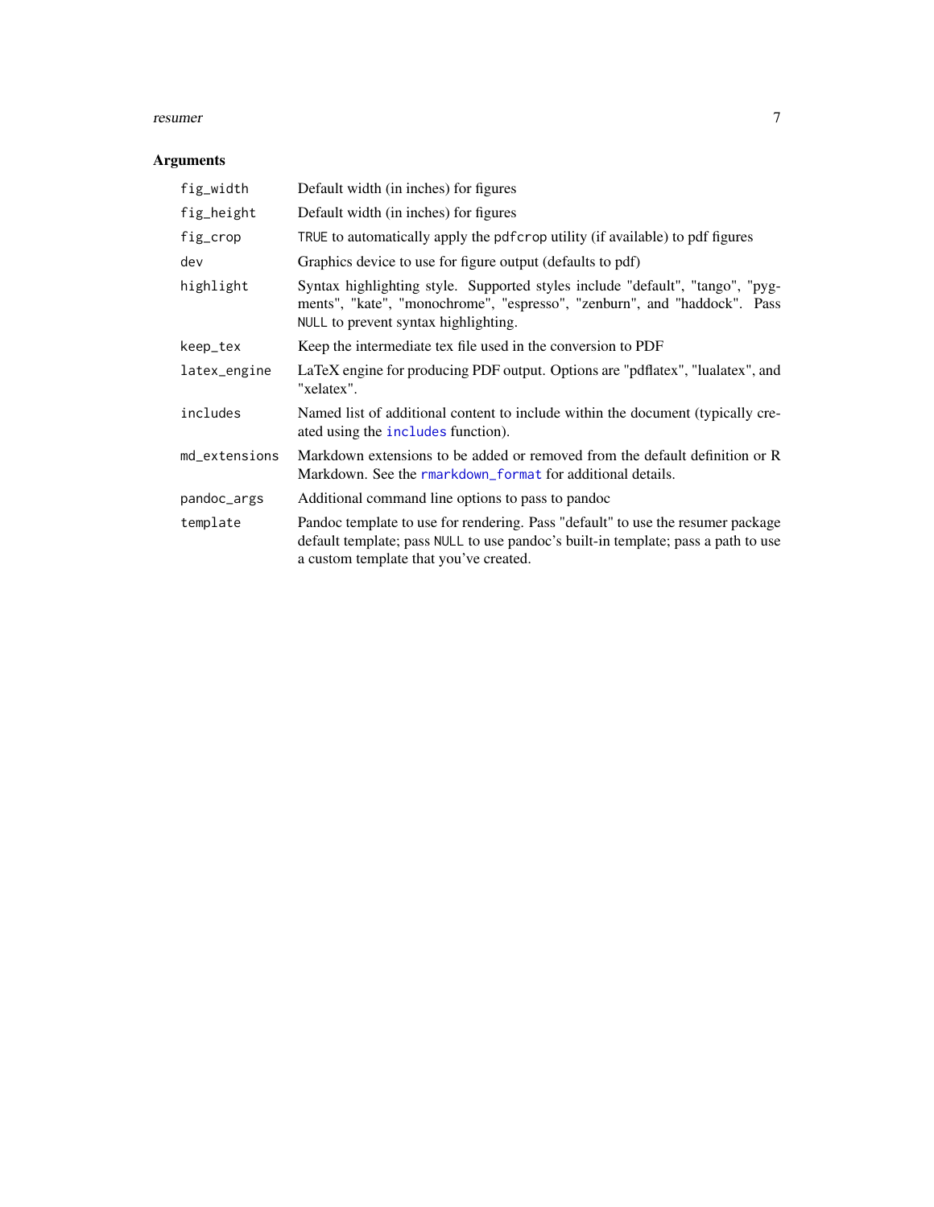## Arguments

| Argument | Description |
| --- | --- |
| `fig_width` | Default width (in inches) for figures |
| `fig_height` | Default width (in inches) for figures |
| `fig_crop` | `TRUE` to automatically apply the `pdfcrop` utility (if available) to pdf figures |
| `dev` | Graphics device to use for figure output (defaults to pdf) |
| `highlight` | Syntax highlighting style. Supported styles include "default", "tango", "pygments", "kate", "monochrome", "espresso", "zenburn", and "haddock". Pass `NULL` to prevent syntax highlighting. |
| `keep_tex` | Keep the intermediate tex file used in the conversion to PDF |
| `latex_engine` | LaTeX engine for producing PDF output. Options are "pdflatex", "lualatex", and "xelatex". |
| `includes` | Named list of additional content to include within the document (typically created using the `includes` function). |
| `md_extensions` | Markdown extensions to be added or removed from the default definition or R Markdown. See the `rmarkdown_format` for additional details. |
| `pandoc_args` | Additional command line options to pass to pandoc |
| `template` | Pandoc template to use for rendering. Pass "default" to use the resumer package default template; pass `NULL` to use pandoc's built-in template; pass a path to use a custom template that you've created. |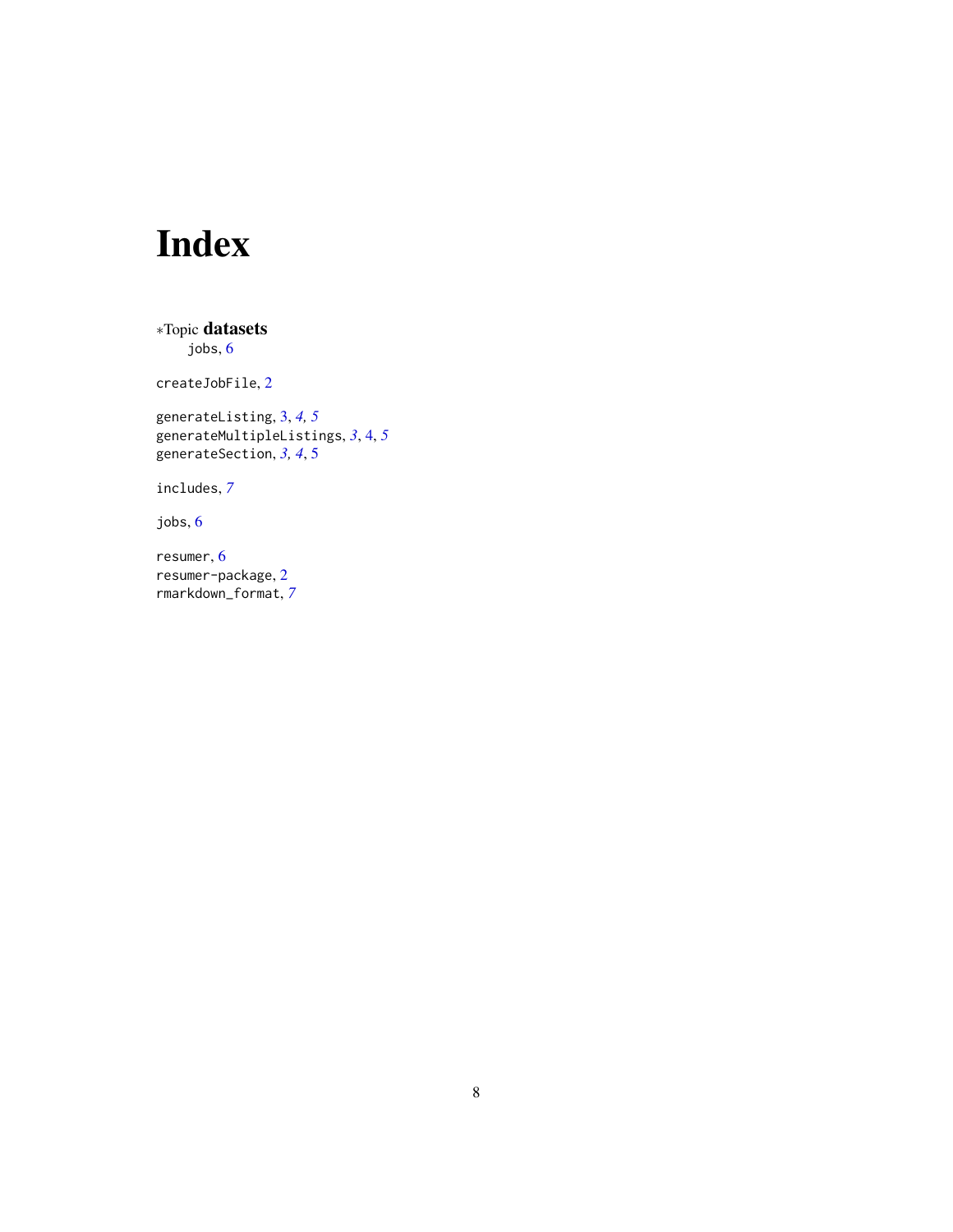# Index

*Topic **datasets**
    jobs, 6

createJobFile, 2

generateListing, 3, *4, 5*
generateMultipleListings, *3*, 4, *5*
generateSection, *3, 4*, 5

includes, *7*

jobs, 6

resumer, 6
resumer-package, 2
rmarkdown_format, *7*